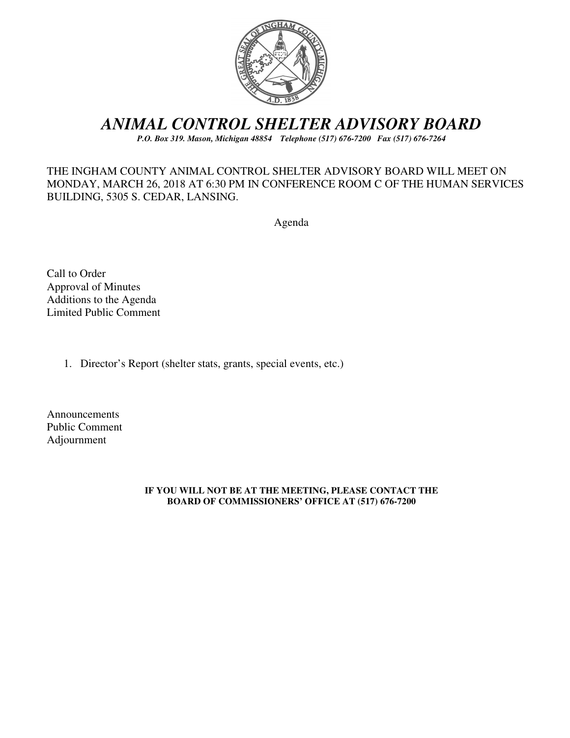# *ANIMAL CONTROL SHELTER ADVISORY BOARD*

***P.O. Box 319. Mason, Michigan 48854 Telephone (517) 676-7200 Fax (517) 676-7264***

THE INGHAM COUNTY ANIMAL CONTROL SHELTER ADVISORY BOARD WILL MEET ON MONDAY, MARCH 26, 2018 AT 6:30 PM IN CONFERENCE ROOM C OF THE HUMAN SERVICES BUILDING, 5305 S. CEDAR, LANSING.

Agenda

Call to Order
Approval of Minutes
Additions to the Agenda
Limited Public Comment

1. Director's Report (shelter stats, grants, special events, etc.)

Announcements
Public Comment
Adjournment

**IF YOU WILL NOT BE AT THE MEETING, PLEASE CONTACT THE BOARD OF COMMISSIONERS' OFFICE AT (517) 676-7200**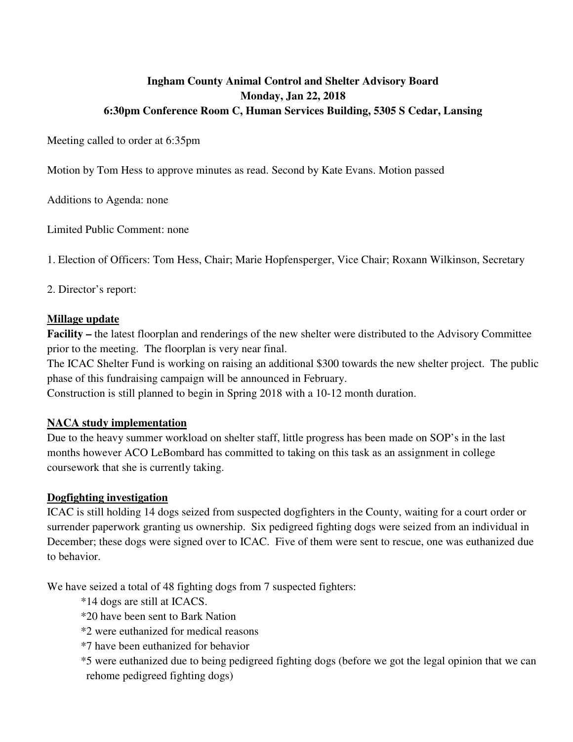**Ingham County Animal Control and Shelter Advisory Board**
**Monday, Jan 22, 2018**
**6:30pm Conference Room C, Human Services Building, 5305 S Cedar, Lansing**

Meeting called to order at 6:35pm

Motion by Tom Hess to approve minutes as read. Second by Kate Evans. Motion passed

Additions to Agenda: none

Limited Public Comment: none

1. Election of Officers: Tom Hess, Chair; Marie Hopfensperger, Vice Chair; Roxann Wilkinson, Secretary

2. Director's report:

**Millage update**

**Facility –** the latest floorplan and renderings of the new shelter were distributed to the Advisory Committee prior to the meeting. The floorplan is very near final.
The ICAC Shelter Fund is working on raising an additional $300 towards the new shelter project. The public phase of this fundraising campaign will be announced in February.
Construction is still planned to begin in Spring 2018 with a 10-12 month duration.

**NACA study implementation**

Due to the heavy summer workload on shelter staff, little progress has been made on SOP's in the last months however ACO LeBombard has committed to taking on this task as an assignment in college coursework that she is currently taking.

**Dogfighting investigation**

ICAC is still holding 14 dogs seized from suspected dogfighters in the County, waiting for a court order or surrender paperwork granting us ownership. Six pedigreed fighting dogs were seized from an individual in December; these dogs were signed over to ICAC. Five of them were sent to rescue, one was euthanized due to behavior.

We have seized a total of 48 fighting dogs from 7 suspected fighters:

*14 dogs are still at ICACS.
*20 have been sent to Bark Nation
*2 were euthanized for medical reasons
*7 have been euthanized for behavior
*5 were euthanized due to being pedigreed fighting dogs (before we got the legal opinion that we can rehome pedigreed fighting dogs)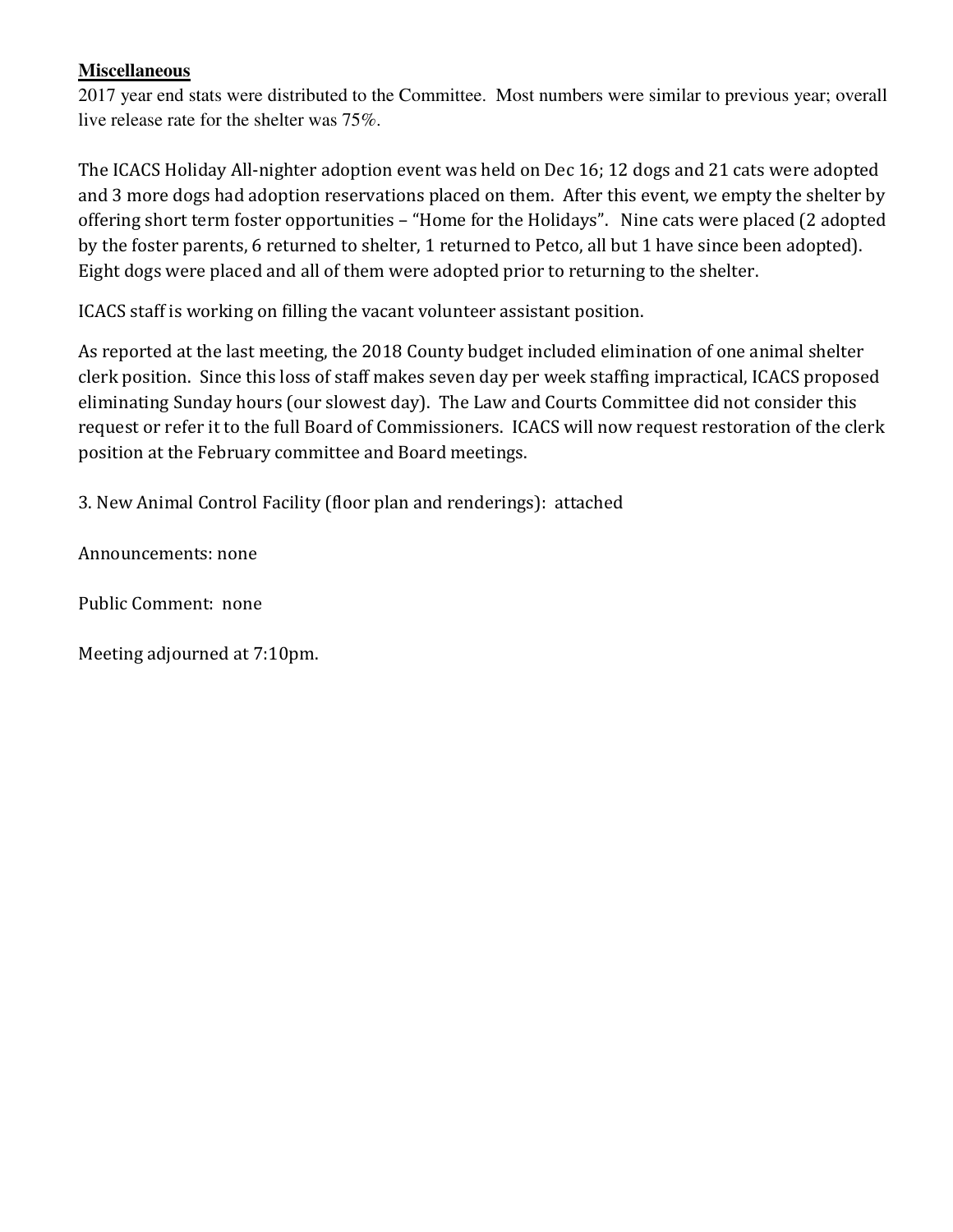**Miscellaneous**

2017 year end stats were distributed to the Committee. Most numbers were similar to previous year; overall live release rate for the shelter was 75%.

The ICACS Holiday All-nighter adoption event was held on Dec 16; 12 dogs and 21 cats were adopted and 3 more dogs had adoption reservations placed on them. After this event, we empty the shelter by offering short term foster opportunities – "Home for the Holidays". Nine cats were placed (2 adopted by the foster parents, 6 returned to shelter, 1 returned to Petco, all but 1 have since been adopted). Eight dogs were placed and all of them were adopted prior to returning to the shelter.

ICACS staff is working on filling the vacant volunteer assistant position.

As reported at the last meeting, the 2018 County budget included elimination of one animal shelter clerk position. Since this loss of staff makes seven day per week staffing impractical, ICACS proposed eliminating Sunday hours (our slowest day). The Law and Courts Committee did not consider this request or refer it to the full Board of Commissioners. ICACS will now request restoration of the clerk position at the February committee and Board meetings.

3. New Animal Control Facility (floor plan and renderings): attached

Announcements: none

Public Comment: none

Meeting adjourned at 7:10pm.